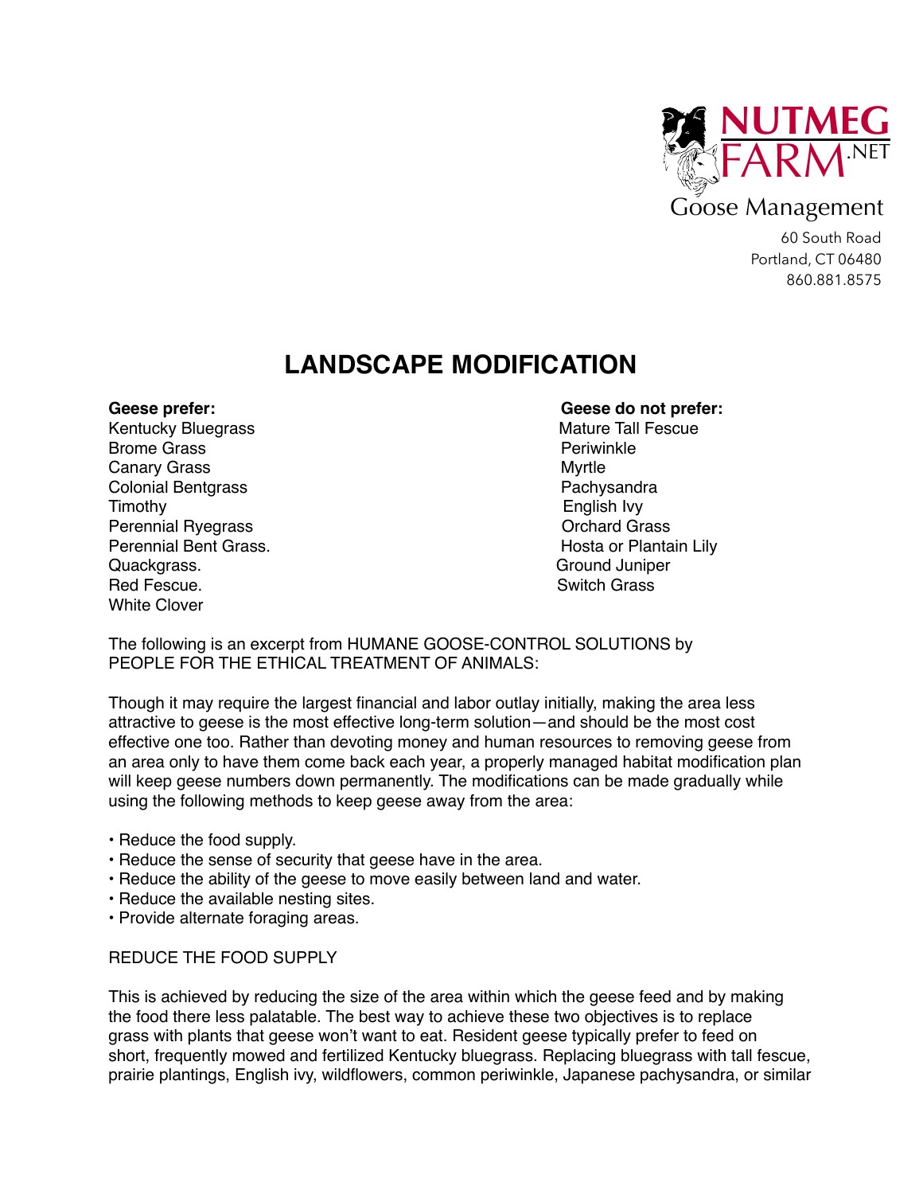NUTMEG FARM.NET

Goose Management

60 South Road
Portland, CT 06480
860.881.8575

# LANDSCAPE MODIFICATION

| **Geese prefer:** | **Geese do not prefer:** |
| --- | --- |
| Kentucky Bluegrass | Mature Tall Fescue |
| Brome Grass | Periwinkle |
| Canary Grass | Myrtle |
| Colonial Bentgrass | Pachysandra |
| Timothy | English Ivy |
| Perennial Ryegrass | Orchard Grass |
| Perennial Bent Grass. | Hosta or Plantain Lily |
| Quackgrass. | Ground Juniper |
| Red Fescue. | Switch Grass |
| White Clover | |

The following is an excerpt from HUMANE GOOSE-CONTROL SOLUTIONS by PEOPLE FOR THE ETHICAL TREATMENT OF ANIMALS:

Though it may require the largest financial and labor outlay initially, making the area less attractive to geese is the most effective long-term solution—and should be the most cost effective one too. Rather than devoting money and human resources to removing geese from an area only to have them come back each year, a properly managed habitat modification plan will keep geese numbers down permanently. The modifications can be made gradually while using the following methods to keep geese away from the area:

- Reduce the food supply.
- Reduce the sense of security that geese have in the area.
- Reduce the ability of the geese to move easily between land and water.
- Reduce the available nesting sites.
- Provide alternate foraging areas.

REDUCE THE FOOD SUPPLY

This is achieved by reducing the size of the area within which the geese feed and by making the food there less palatable. The best way to achieve these two objectives is to replace grass with plants that geese won't want to eat. Resident geese typically prefer to feed on short, frequently mowed and fertilized Kentucky bluegrass. Replacing bluegrass with tall fescue, prairie plantings, English ivy, wildflowers, common periwinkle, Japanese pachysandra, or similar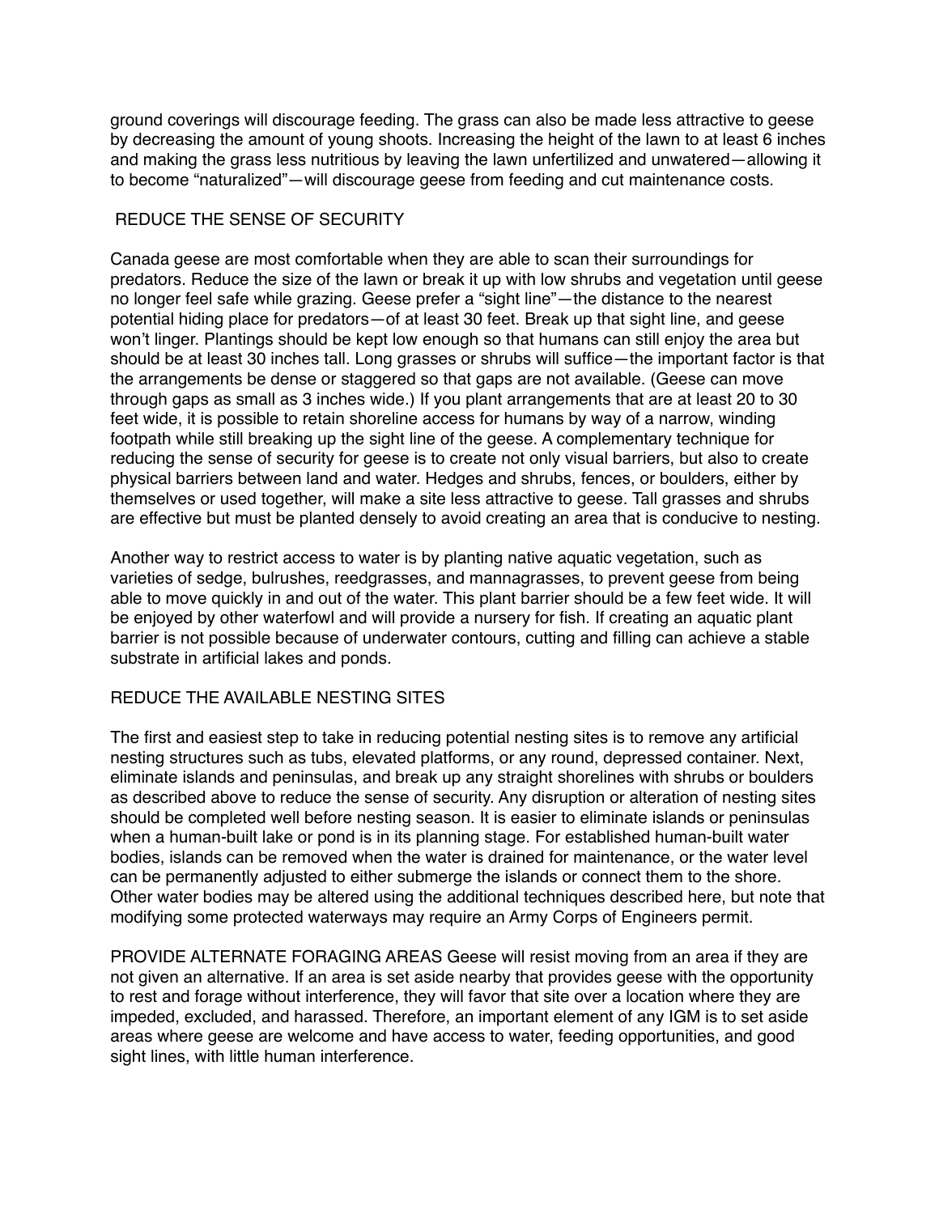ground coverings will discourage feeding. The grass can also be made less attractive to geese by decreasing the amount of young shoots. Increasing the height of the lawn to at least 6 inches and making the grass less nutritious by leaving the lawn unfertilized and unwatered—allowing it to become "naturalized"—will discourage geese from feeding and cut maintenance costs.

## REDUCE THE SENSE OF SECURITY

Canada geese are most comfortable when they are able to scan their surroundings for predators. Reduce the size of the lawn or break it up with low shrubs and vegetation until geese no longer feel safe while grazing. Geese prefer a "sight line"—the distance to the nearest potential hiding place for predators—of at least 30 feet. Break up that sight line, and geese won't linger. Plantings should be kept low enough so that humans can still enjoy the area but should be at least 30 inches tall. Long grasses or shrubs will suffice—the important factor is that the arrangements be dense or staggered so that gaps are not available. (Geese can move through gaps as small as 3 inches wide.) If you plant arrangements that are at least 20 to 30 feet wide, it is possible to retain shoreline access for humans by way of a narrow, winding footpath while still breaking up the sight line of the geese. A complementary technique for reducing the sense of security for geese is to create not only visual barriers, but also to create physical barriers between land and water. Hedges and shrubs, fences, or boulders, either by themselves or used together, will make a site less attractive to geese. Tall grasses and shrubs are effective but must be planted densely to avoid creating an area that is conducive to nesting.

Another way to restrict access to water is by planting native aquatic vegetation, such as varieties of sedge, bulrushes, reedgrasses, and mannagrasses, to prevent geese from being able to move quickly in and out of the water. This plant barrier should be a few feet wide. It will be enjoyed by other waterfowl and will provide a nursery for fish. If creating an aquatic plant barrier is not possible because of underwater contours, cutting and filling can achieve a stable substrate in artificial lakes and ponds.

## REDUCE THE AVAILABLE NESTING SITES

The first and easiest step to take in reducing potential nesting sites is to remove any artificial nesting structures such as tubs, elevated platforms, or any round, depressed container. Next, eliminate islands and peninsulas, and break up any straight shorelines with shrubs or boulders as described above to reduce the sense of security. Any disruption or alteration of nesting sites should be completed well before nesting season. It is easier to eliminate islands or peninsulas when a human-built lake or pond is in its planning stage. For established human-built water bodies, islands can be removed when the water is drained for maintenance, or the water level can be permanently adjusted to either submerge the islands or connect them to the shore. Other water bodies may be altered using the additional techniques described here, but note that modifying some protected waterways may require an Army Corps of Engineers permit.

## PROVIDE ALTERNATE FORAGING AREAS

Geese will resist moving from an area if they are not given an alternative. If an area is set aside nearby that provides geese with the opportunity to rest and forage without interference, they will favor that site over a location where they are impeded, excluded, and harassed. Therefore, an important element of any IGM is to set aside areas where geese are welcome and have access to water, feeding opportunities, and good sight lines, with little human interference.